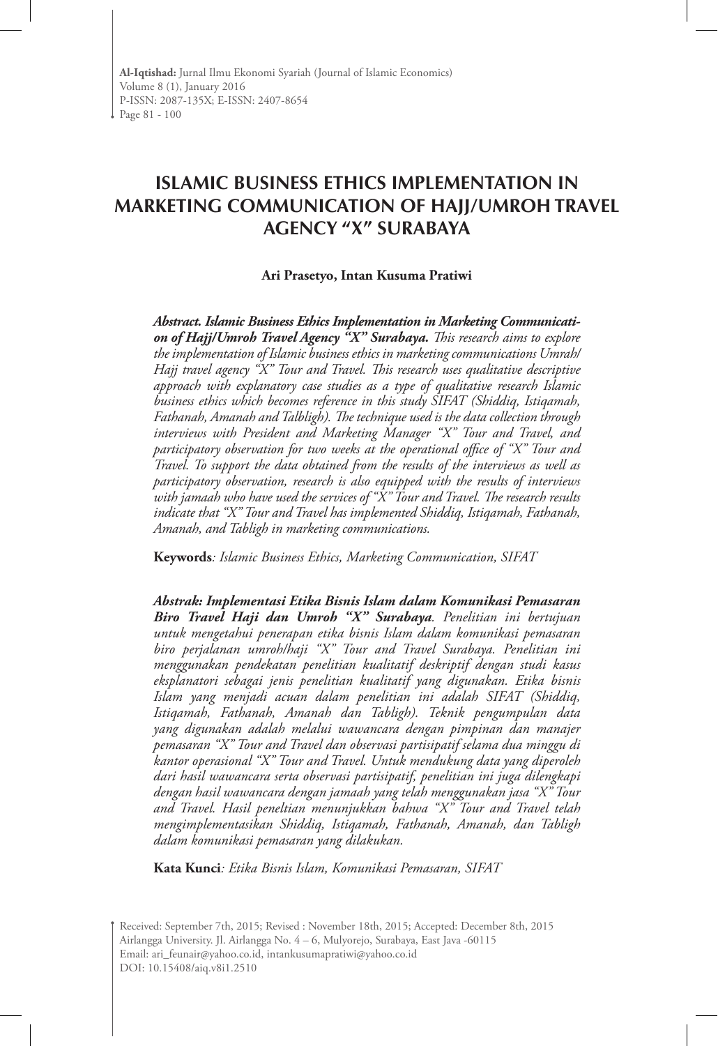# ISLAMIC BUSINESS ETHICS IMPLEMENTATION IN MARKETING COMMUNICATION OF HAJJ/UMROH TRAVEL AGENCY "X" SURABAYA

**Ari Prasetyo, Intan Kusuma Pratiwi**

***Abstract. Islamic Business Ethics Implementation in Marketing Communication of Hajj/Umroh Travel Agency "X" Surabaya.*** *This research aims to explore the implementation of Islamic business ethics in marketing communications Umrah/Hajj travel agency "X" Tour and Travel. This research uses qualitative descriptive approach with explanatory case studies as a type of qualitative research Islamic business ethics which becomes reference in this study SIFAT (Shiddiq, Istiqamah, Fathanah, Amanah and Talbligh). The technique used is the data collection through interviews with President and Marketing Manager "X" Tour and Travel, and participatory observation for two weeks at the operational office of "X" Tour and Travel. To support the data obtained from the results of the interviews as well as participatory observation, research is also equipped with the results of interviews with jamaah who have used the services of "X" Tour and Travel. The research results indicate that "X" Tour and Travel has implemented Shiddiq, Istiqamah, Fathanah, Amanah, and Tabligh in marketing communications.*

**Keywords***: Islamic Business Ethics, Marketing Communication, SIFAT*

***Abstrak: Implementasi Etika Bisnis Islam dalam Komunikasi Pemasaran Biro Travel Haji dan Umroh "X" Surabaya****. Penelitian ini bertujuan untuk mengetahui penerapan etika bisnis Islam dalam komunikasi pemasaran biro perjalanan umroh/haji "X" Tour and Travel Surabaya. Penelitian ini menggunakan pendekatan penelitian kualitatif deskriptif dengan studi kasus eksplanatori sebagai jenis penelitian kualitatif yang digunakan. Etika bisnis Islam yang menjadi acuan dalam penelitian ini adalah SIFAT (Shiddiq, Istiqamah, Fathanah, Amanah dan Tabligh). Teknik pengumpulan data yang digunakan adalah melalui wawancara dengan pimpinan dan manajer pemasaran "X" Tour and Travel dan observasi partisipatif selama dua minggu di kantor operasional "X" Tour and Travel. Untuk mendukung data yang diperoleh dari hasil wawancara serta observasi partisipatif, penelitian ini juga dilengkapi dengan hasil wawancara dengan jamaah yang telah menggunakan jasa "X" Tour and Travel. Hasil peneltian menunjukkan bahwa "X" Tour and Travel telah mengimplementasikan Shiddiq, Istiqamah, Fathanah, Amanah, dan Tabligh dalam komunikasi pemasaran yang dilakukan.*

**Kata Kunci***: Etika Bisnis Islam, Komunikasi Pemasaran, SIFAT*

Received: September 7th, 2015; Revised : November 18th, 2015; Accepted: December 8th, 2015
Airlangga University. Jl. Airlangga No. 4 – 6, Mulyorejo, Surabaya, East Java -60115
Email: ari_feunair@yahoo.co.id, intankusumapratiwi@yahoo.co.id
DOI: 10.15408/aiq.v8i1.2510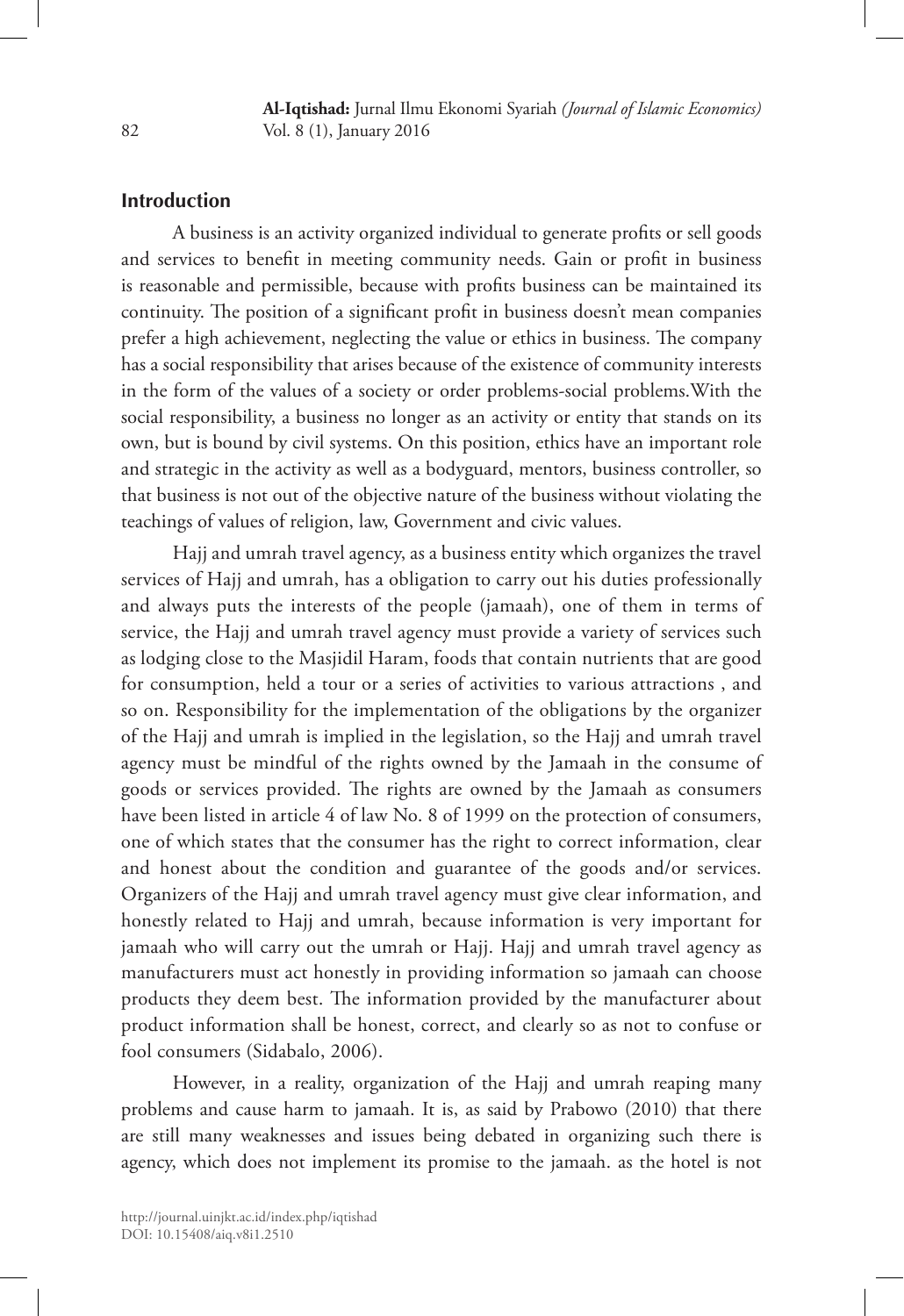## Introduction

A business is an activity organized individual to generate profits or sell goods and services to benefit in meeting community needs. Gain or profit in business is reasonable and permissible, because with profits business can be maintained its continuity. The position of a significant profit in business doesn't mean companies prefer a high achievement, neglecting the value or ethics in business. The company has a social responsibility that arises because of the existence of community interests in the form of the values of a society or order problems-social problems.With the social responsibility, a business no longer as an activity or entity that stands on its own, but is bound by civil systems. On this position, ethics have an important role and strategic in the activity as well as a bodyguard, mentors, business controller, so that business is not out of the objective nature of the business without violating the teachings of values of religion, law, Government and civic values.

Hajj and umrah travel agency, as a business entity which organizes the travel services of Hajj and umrah, has a obligation to carry out his duties professionally and always puts the interests of the people (jamaah), one of them in terms of service, the Hajj and umrah travel agency must provide a variety of services such as lodging close to the Masjidil Haram, foods that contain nutrients that are good for consumption, held a tour or a series of activities to various attractions , and so on. Responsibility for the implementation of the obligations by the organizer of the Hajj and umrah is implied in the legislation, so the Hajj and umrah travel agency must be mindful of the rights owned by the Jamaah in the consume of goods or services provided. The rights are owned by the Jamaah as consumers have been listed in article 4 of law No. 8 of 1999 on the protection of consumers, one of which states that the consumer has the right to correct information, clear and honest about the condition and guarantee of the goods and/or services. Organizers of the Hajj and umrah travel agency must give clear information, and honestly related to Hajj and umrah, because information is very important for jamaah who will carry out the umrah or Hajj. Hajj and umrah travel agency as manufacturers must act honestly in providing information so jamaah can choose products they deem best. The information provided by the manufacturer about product information shall be honest, correct, and clearly so as not to confuse or fool consumers (Sidabalo, 2006).

However, in a reality, organization of the Hajj and umrah reaping many problems and cause harm to jamaah. It is, as said by Prabowo (2010) that there are still many weaknesses and issues being debated in organizing such there is agency, which does not implement its promise to the jamaah. as the hotel is not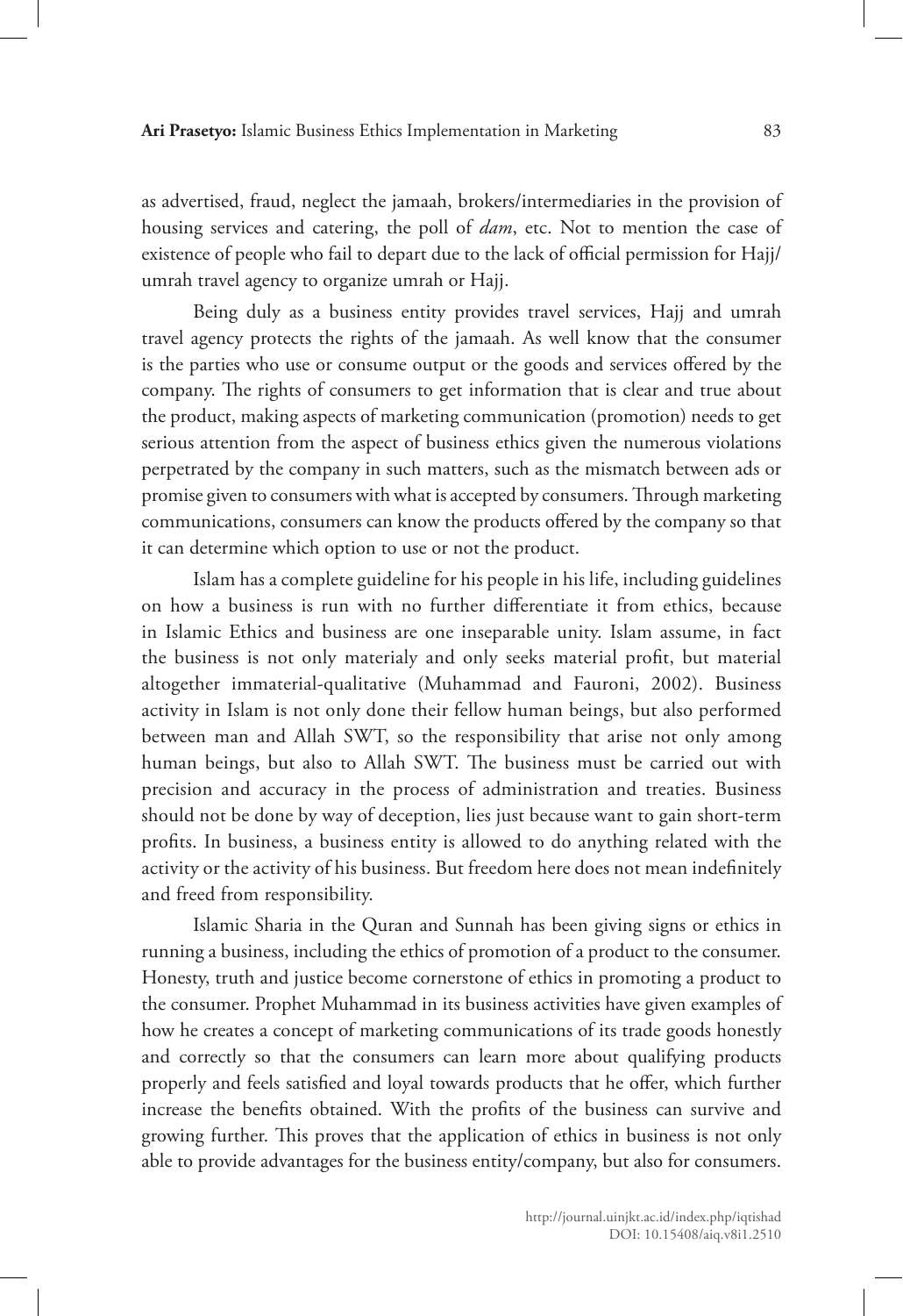as advertised, fraud, neglect the jamaah, brokers/intermediaries in the provision of housing services and catering, the poll of *dam*, etc. Not to mention the case of existence of people who fail to depart due to the lack of official permission for Hajj/umrah travel agency to organize umrah or Hajj.

Being duly as a business entity provides travel services, Hajj and umrah travel agency protects the rights of the jamaah. As well know that the consumer is the parties who use or consume output or the goods and services offered by the company. The rights of consumers to get information that is clear and true about the product, making aspects of marketing communication (promotion) needs to get serious attention from the aspect of business ethics given the numerous violations perpetrated by the company in such matters, such as the mismatch between ads or promise given to consumers with what is accepted by consumers. Through marketing communications, consumers can know the products offered by the company so that it can determine which option to use or not the product.

Islam has a complete guideline for his people in his life, including guidelines on how a business is run with no further differentiate it from ethics, because in Islamic Ethics and business are one inseparable unity. Islam assume, in fact the business is not only materialy and only seeks material profit, but material altogether immaterial-qualitative (Muhammad and Fauroni, 2002). Business activity in Islam is not only done their fellow human beings, but also performed between man and Allah SWT, so the responsibility that arise not only among human beings, but also to Allah SWT. The business must be carried out with precision and accuracy in the process of administration and treaties. Business should not be done by way of deception, lies just because want to gain short-term profits. In business, a business entity is allowed to do anything related with the activity or the activity of his business. But freedom here does not mean indefinitely and freed from responsibility.

Islamic Sharia in the Quran and Sunnah has been giving signs or ethics in running a business, including the ethics of promotion of a product to the consumer. Honesty, truth and justice become cornerstone of ethics in promoting a product to the consumer. Prophet Muhammad in its business activities have given examples of how he creates a concept of marketing communications of its trade goods honestly and correctly so that the consumers can learn more about qualifying products properly and feels satisfied and loyal towards products that he offer, which further increase the benefits obtained. With the profits of the business can survive and growing further. This proves that the application of ethics in business is not only able to provide advantages for the business entity/company, but also for consumers.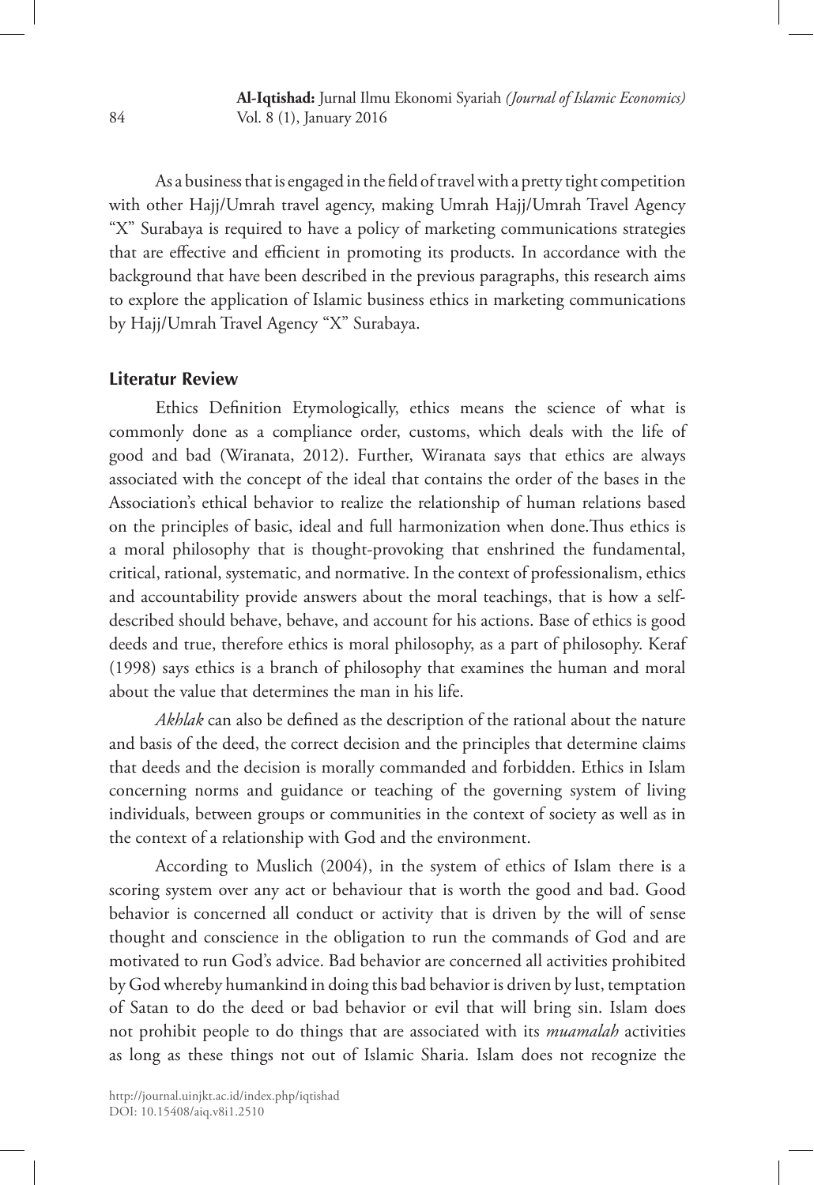As a business that is engaged in the field of travel with a pretty tight competition with other Hajj/Umrah travel agency, making Umrah Hajj/Umrah Travel Agency "X" Surabaya is required to have a policy of marketing communications strategies that are effective and efficient in promoting its products. In accordance with the background that have been described in the previous paragraphs, this research aims to explore the application of Islamic business ethics in marketing communications by Hajj/Umrah Travel Agency "X" Surabaya.

## Literatur Review

Ethics Definition Etymologically, ethics means the science of what is commonly done as a compliance order, customs, which deals with the life of good and bad (Wiranata, 2012). Further, Wiranata says that ethics are always associated with the concept of the ideal that contains the order of the bases in the Association's ethical behavior to realize the relationship of human relations based on the principles of basic, ideal and full harmonization when done.Thus ethics is a moral philosophy that is thought-provoking that enshrined the fundamental, critical, rational, systematic, and normative. In the context of professionalism, ethics and accountability provide answers about the moral teachings, that is how a self-described should behave, behave, and account for his actions. Base of ethics is good deeds and true, therefore ethics is moral philosophy, as a part of philosophy. Keraf (1998) says ethics is a branch of philosophy that examines the human and moral about the value that determines the man in his life.

*Akhlak* can also be defined as the description of the rational about the nature and basis of the deed, the correct decision and the principles that determine claims that deeds and the decision is morally commanded and forbidden. Ethics in Islam concerning norms and guidance or teaching of the governing system of living individuals, between groups or communities in the context of society as well as in the context of a relationship with God and the environment.

According to Muslich (2004), in the system of ethics of Islam there is a scoring system over any act or behaviour that is worth the good and bad. Good behavior is concerned all conduct or activity that is driven by the will of sense thought and conscience in the obligation to run the commands of God and are motivated to run God's advice. Bad behavior are concerned all activities prohibited by God whereby humankind in doing this bad behavior is driven by lust, temptation of Satan to do the deed or bad behavior or evil that will bring sin. Islam does not prohibit people to do things that are associated with its *muamalah* activities as long as these things not out of Islamic Sharia. Islam does not recognize the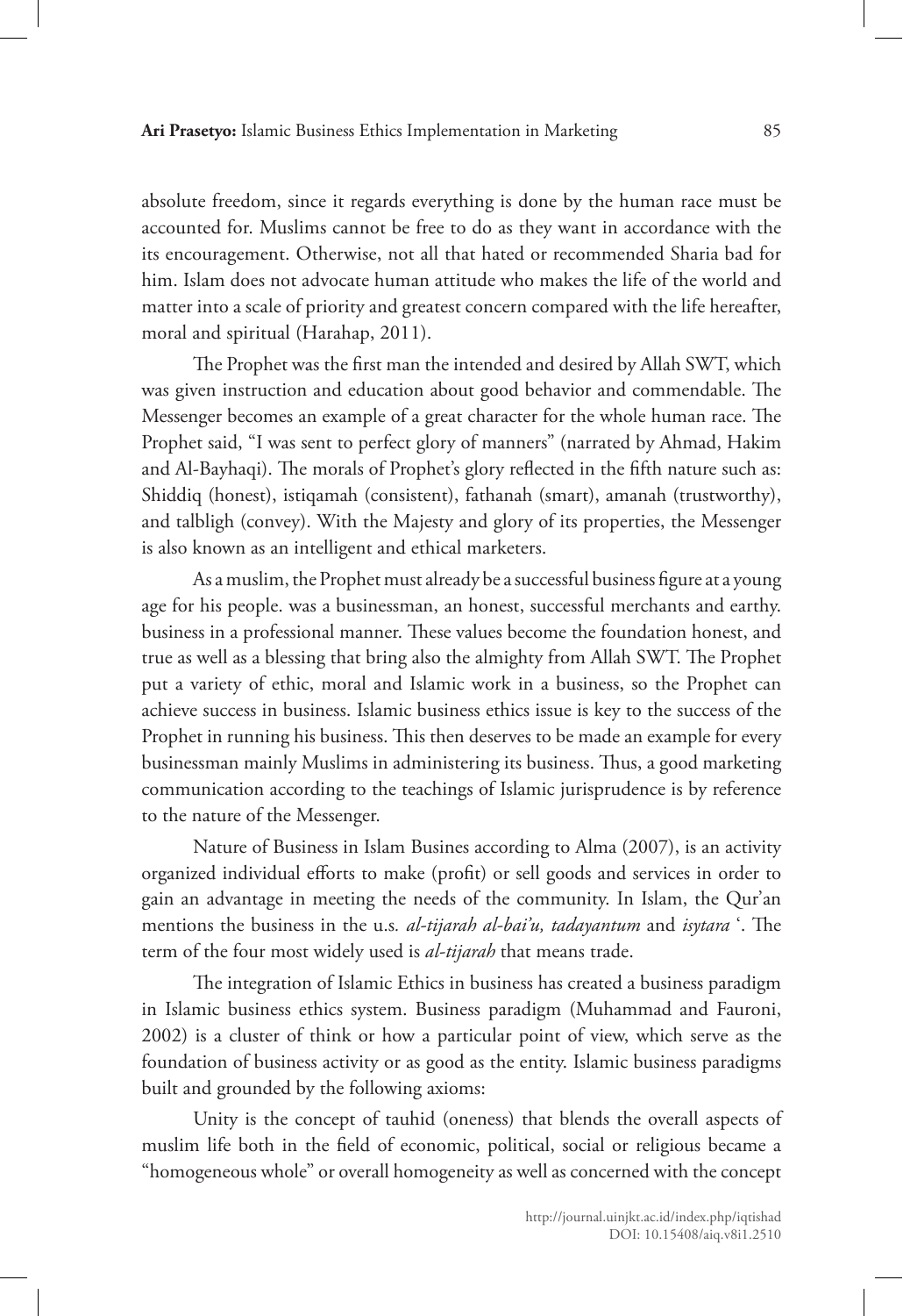absolute freedom, since it regards everything is done by the human race must be accounted for. Muslims cannot be free to do as they want in accordance with the its encouragement. Otherwise, not all that hated or recommended Sharia bad for him. Islam does not advocate human attitude who makes the life of the world and matter into a scale of priority and greatest concern compared with the life hereafter, moral and spiritual (Harahap, 2011).

The Prophet was the first man the intended and desired by Allah SWT, which was given instruction and education about good behavior and commendable. The Messenger becomes an example of a great character for the whole human race. The Prophet said, "I was sent to perfect glory of manners" (narrated by Ahmad, Hakim and Al-Bayhaqi). The morals of Prophet's glory reflected in the fifth nature such as: Shiddiq (honest), istiqamah (consistent), fathanah (smart), amanah (trustworthy), and talbligh (convey). With the Majesty and glory of its properties, the Messenger is also known as an intelligent and ethical marketers.

As a muslim, the Prophet must already be a successful business figure at a young age for his people. was a businessman, an honest, successful merchants and earthy. business in a professional manner. These values become the foundation honest, and true as well as a blessing that bring also the almighty from Allah SWT. The Prophet put a variety of ethic, moral and Islamic work in a business, so the Prophet can achieve success in business. Islamic business ethics issue is key to the success of the Prophet in running his business. This then deserves to be made an example for every businessman mainly Muslims in administering its business. Thus, a good marketing communication according to the teachings of Islamic jurisprudence is by reference to the nature of the Messenger.

Nature of Business in Islam Busines according to Alma (2007), is an activity organized individual efforts to make (profit) or sell goods and services in order to gain an advantage in meeting the needs of the community. In Islam, the Qur'an mentions the business in the u.s. *al-tijarah al-bai'u, tadayantum* and *isytara* '. The term of the four most widely used is *al-tijarah* that means trade.

The integration of Islamic Ethics in business has created a business paradigm in Islamic business ethics system. Business paradigm (Muhammad and Fauroni, 2002) is a cluster of think or how a particular point of view, which serve as the foundation of business activity or as good as the entity. Islamic business paradigms built and grounded by the following axioms:

Unity is the concept of tauhid (oneness) that blends the overall aspects of muslim life both in the field of economic, political, social or religious became a "homogeneous whole" or overall homogeneity as well as concerned with the concept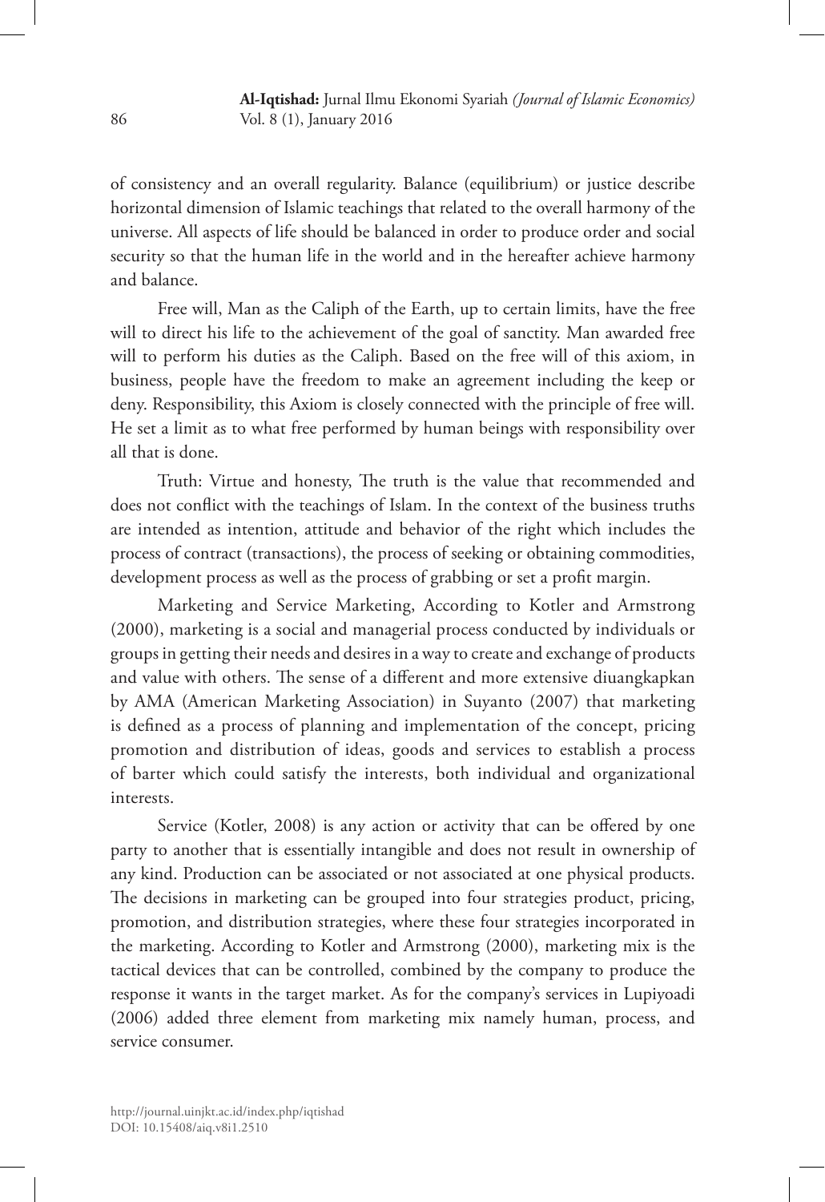of consistency and an overall regularity. Balance (equilibrium) or justice describe horizontal dimension of Islamic teachings that related to the overall harmony of the universe. All aspects of life should be balanced in order to produce order and social security so that the human life in the world and in the hereafter achieve harmony and balance.

Free will, Man as the Caliph of the Earth, up to certain limits, have the free will to direct his life to the achievement of the goal of sanctity. Man awarded free will to perform his duties as the Caliph. Based on the free will of this axiom, in business, people have the freedom to make an agreement including the keep or deny. Responsibility, this Axiom is closely connected with the principle of free will. He set a limit as to what free performed by human beings with responsibility over all that is done.

Truth: Virtue and honesty, The truth is the value that recommended and does not conflict with the teachings of Islam. In the context of the business truths are intended as intention, attitude and behavior of the right which includes the process of contract (transactions), the process of seeking or obtaining commodities, development process as well as the process of grabbing or set a profit margin.

Marketing and Service Marketing, According to Kotler and Armstrong (2000), marketing is a social and managerial process conducted by individuals or groups in getting their needs and desires in a way to create and exchange of products and value with others. The sense of a different and more extensive diuangkapkan by AMA (American Marketing Association) in Suyanto (2007) that marketing is defined as a process of planning and implementation of the concept, pricing promotion and distribution of ideas, goods and services to establish a process of barter which could satisfy the interests, both individual and organizational interests.

Service (Kotler, 2008) is any action or activity that can be offered by one party to another that is essentially intangible and does not result in ownership of any kind. Production can be associated or not associated at one physical products. The decisions in marketing can be grouped into four strategies product, pricing, promotion, and distribution strategies, where these four strategies incorporated in the marketing. According to Kotler and Armstrong (2000), marketing mix is the tactical devices that can be controlled, combined by the company to produce the response it wants in the target market. As for the company's services in Lupiyoadi (2006) added three element from marketing mix namely human, process, and service consumer.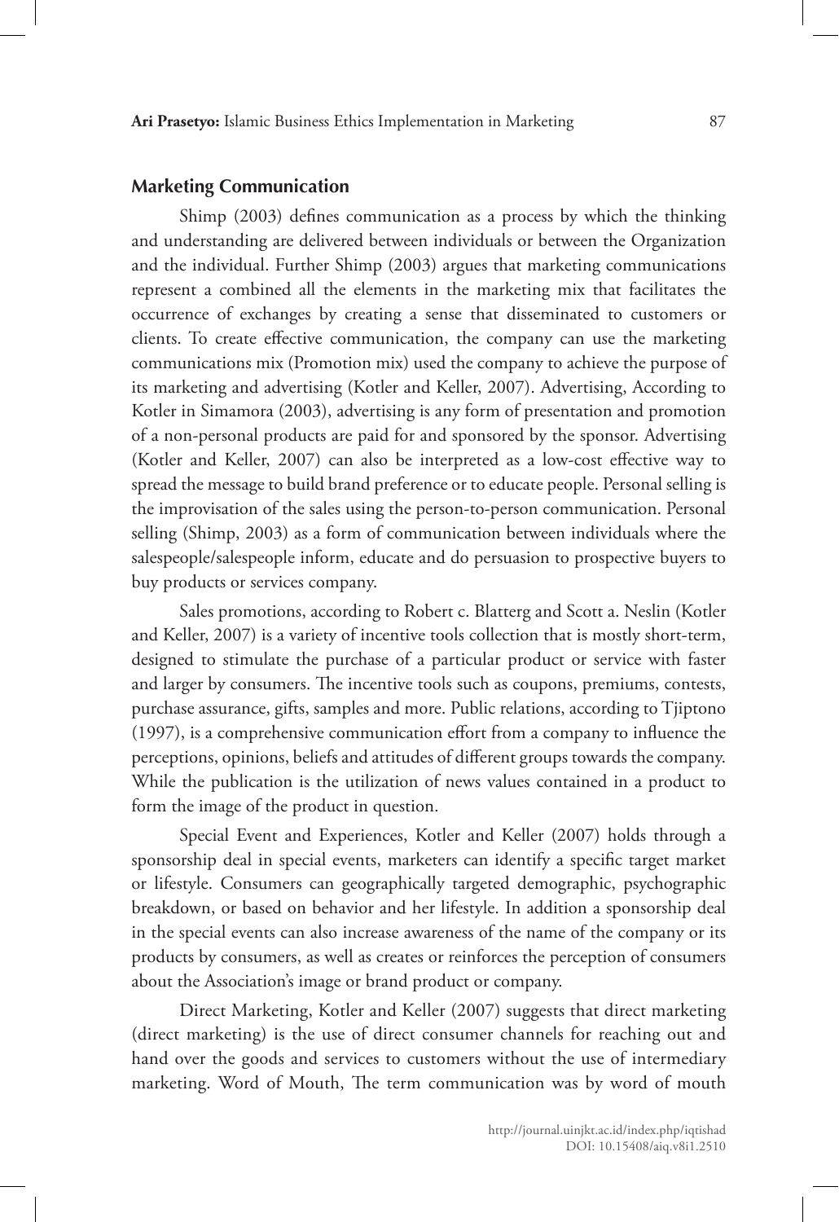## Marketing Communication

Shimp (2003) defines communication as a process by which the thinking and understanding are delivered between individuals or between the Organization and the individual. Further Shimp (2003) argues that marketing communications represent a combined all the elements in the marketing mix that facilitates the occurrence of exchanges by creating a sense that disseminated to customers or clients. To create effective communication, the company can use the marketing communications mix (Promotion mix) used the company to achieve the purpose of its marketing and advertising (Kotler and Keller, 2007). Advertising, According to Kotler in Simamora (2003), advertising is any form of presentation and promotion of a non-personal products are paid for and sponsored by the sponsor. Advertising (Kotler and Keller, 2007) can also be interpreted as a low-cost effective way to spread the message to build brand preference or to educate people. Personal selling is the improvisation of the sales using the person-to-person communication. Personal selling (Shimp, 2003) as a form of communication between individuals where the salespeople/salespeople inform, educate and do persuasion to prospective buyers to buy products or services company.

Sales promotions, according to Robert c. Blatterg and Scott a. Neslin (Kotler and Keller, 2007) is a variety of incentive tools collection that is mostly short-term, designed to stimulate the purchase of a particular product or service with faster and larger by consumers. The incentive tools such as coupons, premiums, contests, purchase assurance, gifts, samples and more. Public relations, according to Tjiptono (1997), is a comprehensive communication effort from a company to influence the perceptions, opinions, beliefs and attitudes of different groups towards the company. While the publication is the utilization of news values contained in a product to form the image of the product in question.

Special Event and Experiences, Kotler and Keller (2007) holds through a sponsorship deal in special events, marketers can identify a specific target market or lifestyle. Consumers can geographically targeted demographic, psychographic breakdown, or based on behavior and her lifestyle. In addition a sponsorship deal in the special events can also increase awareness of the name of the company or its products by consumers, as well as creates or reinforces the perception of consumers about the Association's image or brand product or company.

Direct Marketing, Kotler and Keller (2007) suggests that direct marketing (direct marketing) is the use of direct consumer channels for reaching out and hand over the goods and services to customers without the use of intermediary marketing. Word of Mouth, The term communication was by word of mouth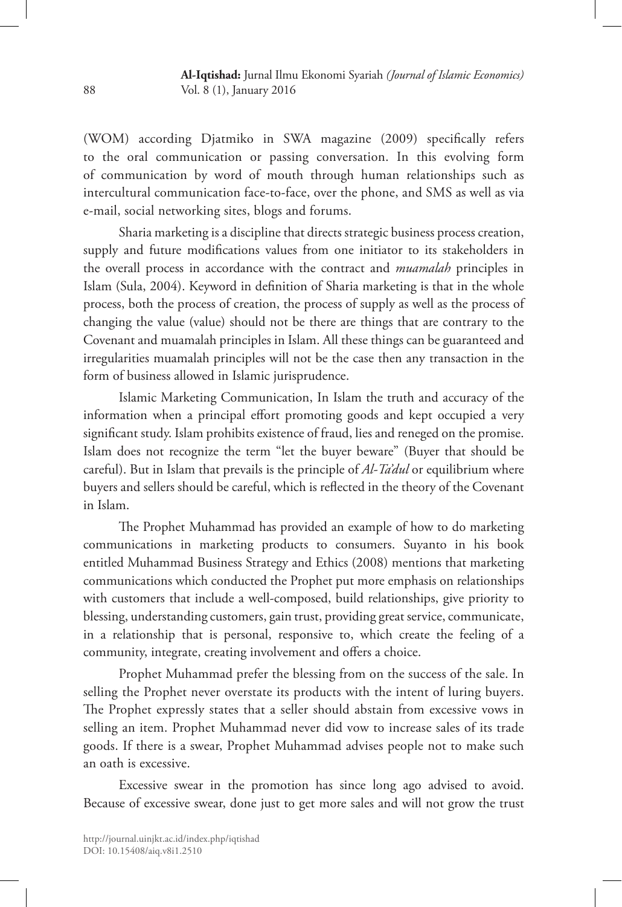(WOM) according Djatmiko in SWA magazine (2009) specifically refers to the oral communication or passing conversation. In this evolving form of communication by word of mouth through human relationships such as intercultural communication face-to-face, over the phone, and SMS as well as via e-mail, social networking sites, blogs and forums.

Sharia marketing is a discipline that directs strategic business process creation, supply and future modifications values from one initiator to its stakeholders in the overall process in accordance with the contract and *muamalah* principles in Islam (Sula, 2004). Keyword in definition of Sharia marketing is that in the whole process, both the process of creation, the process of supply as well as the process of changing the value (value) should not be there are things that are contrary to the Covenant and muamalah principles in Islam. All these things can be guaranteed and irregularities muamalah principles will not be the case then any transaction in the form of business allowed in Islamic jurisprudence.

Islamic Marketing Communication, In Islam the truth and accuracy of the information when a principal effort promoting goods and kept occupied a very significant study. Islam prohibits existence of fraud, lies and reneged on the promise. Islam does not recognize the term "let the buyer beware" (Buyer that should be careful). But in Islam that prevails is the principle of *Al-Ta'dul* or equilibrium where buyers and sellers should be careful, which is reflected in the theory of the Covenant in Islam.

The Prophet Muhammad has provided an example of how to do marketing communications in marketing products to consumers. Suyanto in his book entitled Muhammad Business Strategy and Ethics (2008) mentions that marketing communications which conducted the Prophet put more emphasis on relationships with customers that include a well-composed, build relationships, give priority to blessing, understanding customers, gain trust, providing great service, communicate, in a relationship that is personal, responsive to, which create the feeling of a community, integrate, creating involvement and offers a choice.

Prophet Muhammad prefer the blessing from on the success of the sale. In selling the Prophet never overstate its products with the intent of luring buyers. The Prophet expressly states that a seller should abstain from excessive vows in selling an item. Prophet Muhammad never did vow to increase sales of its trade goods. If there is a swear, Prophet Muhammad advises people not to make such an oath is excessive.

Excessive swear in the promotion has since long ago advised to avoid. Because of excessive swear, done just to get more sales and will not grow the trust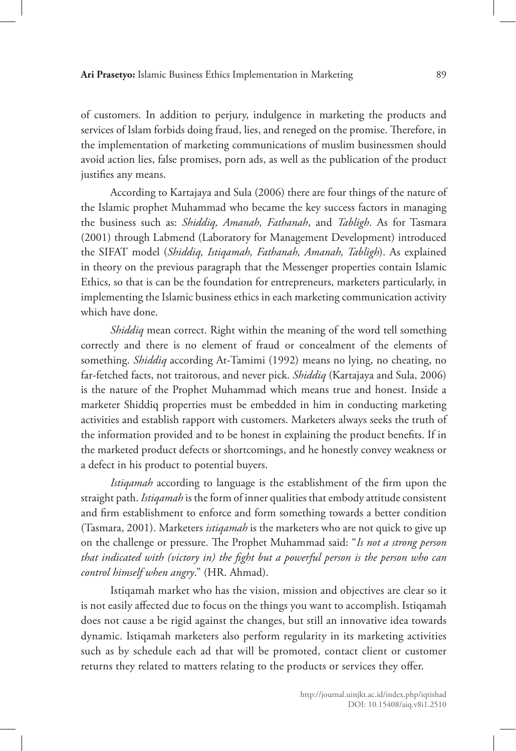of customers. In addition to perjury, indulgence in marketing the products and services of Islam forbids doing fraud, lies, and reneged on the promise. Therefore, in the implementation of marketing communications of muslim businessmen should avoid action lies, false promises, porn ads, as well as the publication of the product justifies any means.

According to Kartajaya and Sula (2006) there are four things of the nature of the Islamic prophet Muhammad who became the key success factors in managing the business such as: *Shiddiq, Amanah, Fathanah*, and *Tabligh*. As for Tasmara (2001) through Labmend (Laboratory for Management Development) introduced the SIFAT model (*Shiddiq, Istiqamah, Fathanah, Amanah, Tabligh*). As explained in theory on the previous paragraph that the Messenger properties contain Islamic Ethics, so that is can be the foundation for entrepreneurs, marketers particularly, in implementing the Islamic business ethics in each marketing communication activity which have done.

*Shiddiq* mean correct. Right within the meaning of the word tell something correctly and there is no element of fraud or concealment of the elements of something. *Shiddiq* according At-Tamimi (1992) means no lying, no cheating, no far-fetched facts, not traitorous, and never pick. *Shiddiq* (Kartajaya and Sula, 2006) is the nature of the Prophet Muhammad which means true and honest. Inside a marketer Shiddiq properties must be embedded in him in conducting marketing activities and establish rapport with customers. Marketers always seeks the truth of the information provided and to be honest in explaining the product benefits. If in the marketed product defects or shortcomings, and he honestly convey weakness or a defect in his product to potential buyers.

*Istiqamah* according to language is the establishment of the firm upon the straight path. *Istiqamah* is the form of inner qualities that embody attitude consistent and firm establishment to enforce and form something towards a better condition (Tasmara, 2001). Marketers *istiqamah* is the marketers who are not quick to give up on the challenge or pressure. The Prophet Muhammad said: "*Is not a strong person that indicated with (victory in) the fight but a powerful person is the person who can control himself when angry*." (HR. Ahmad).

Istiqamah market who has the vision, mission and objectives are clear so it is not easily affected due to focus on the things you want to accomplish. Istiqamah does not cause a be rigid against the changes, but still an innovative idea towards dynamic. Istiqamah marketers also perform regularity in its marketing activities such as by schedule each ad that will be promoted, contact client or customer returns they related to matters relating to the products or services they offer.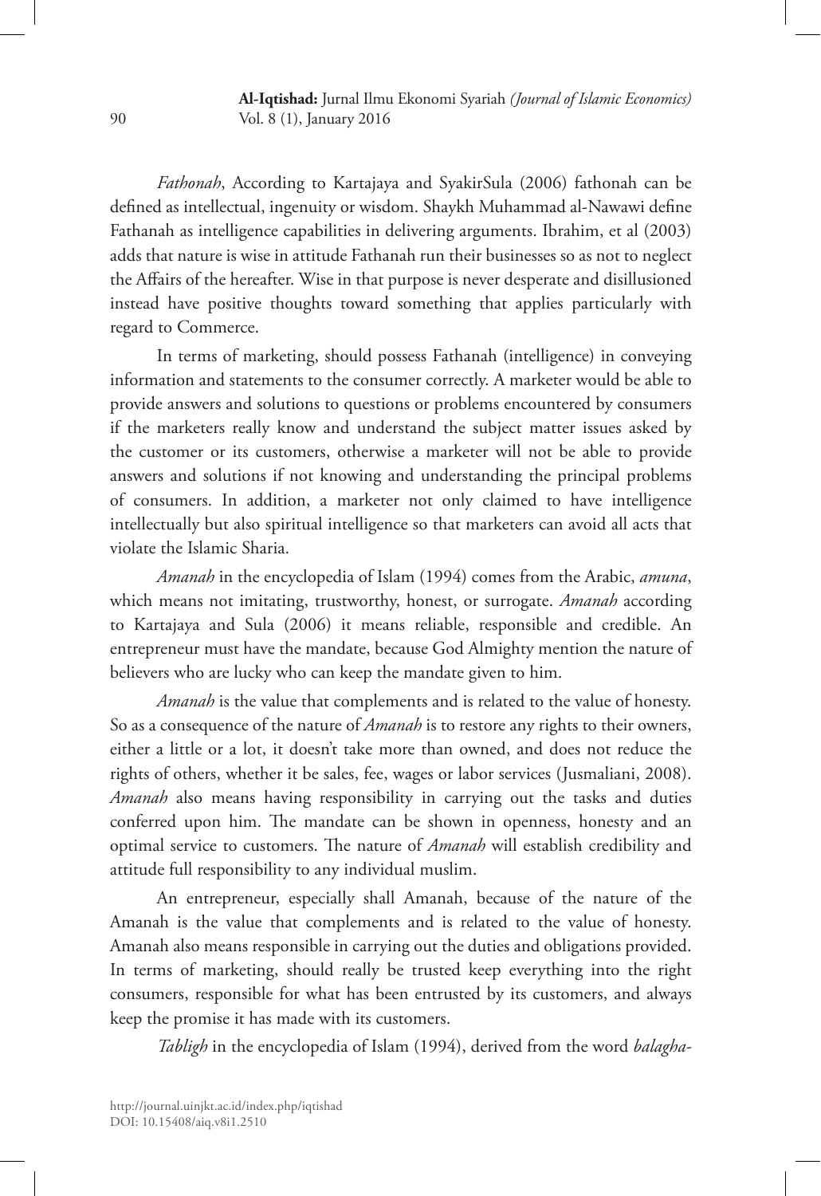*Fathonah*, According to Kartajaya and SyakirSula (2006) fathonah can be defined as intellectual, ingenuity or wisdom. Shaykh Muhammad al-Nawawi define Fathanah as intelligence capabilities in delivering arguments. Ibrahim, et al (2003) adds that nature is wise in attitude Fathanah run their businesses so as not to neglect the Affairs of the hereafter. Wise in that purpose is never desperate and disillusioned instead have positive thoughts toward something that applies particularly with regard to Commerce.

In terms of marketing, should possess Fathanah (intelligence) in conveying information and statements to the consumer correctly. A marketer would be able to provide answers and solutions to questions or problems encountered by consumers if the marketers really know and understand the subject matter issues asked by the customer or its customers, otherwise a marketer will not be able to provide answers and solutions if not knowing and understanding the principal problems of consumers. In addition, a marketer not only claimed to have intelligence intellectually but also spiritual intelligence so that marketers can avoid all acts that violate the Islamic Sharia.

*Amanah* in the encyclopedia of Islam (1994) comes from the Arabic, *amuna*, which means not imitating, trustworthy, honest, or surrogate. *Amanah* according to Kartajaya and Sula (2006) it means reliable, responsible and credible. An entrepreneur must have the mandate, because God Almighty mention the nature of believers who are lucky who can keep the mandate given to him.

*Amanah* is the value that complements and is related to the value of honesty. So as a consequence of the nature of *Amanah* is to restore any rights to their owners, either a little or a lot, it doesn't take more than owned, and does not reduce the rights of others, whether it be sales, fee, wages or labor services (Jusmaliani, 2008). *Amanah* also means having responsibility in carrying out the tasks and duties conferred upon him. The mandate can be shown in openness, honesty and an optimal service to customers. The nature of *Amanah* will establish credibility and attitude full responsibility to any individual muslim.

An entrepreneur, especially shall Amanah, because of the nature of the Amanah is the value that complements and is related to the value of honesty. Amanah also means responsible in carrying out the duties and obligations provided. In terms of marketing, should really be trusted keep everything into the right consumers, responsible for what has been entrusted by its customers, and always keep the promise it has made with its customers.

*Tabligh* in the encyclopedia of Islam (1994), derived from the word *balagha-*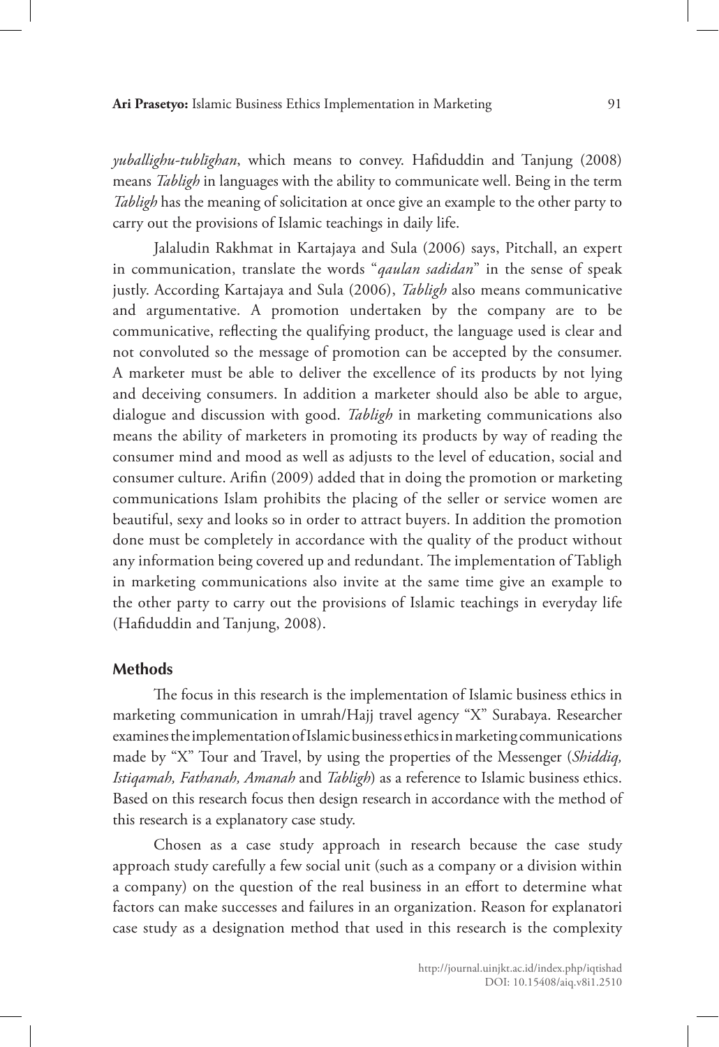*yuballighu-tublīghan*, which means to convey. Hafiduddin and Tanjung (2008) means *Tabligh* in languages with the ability to communicate well. Being in the term *Tabligh* has the meaning of solicitation at once give an example to the other party to carry out the provisions of Islamic teachings in daily life.

Jalaludin Rakhmat in Kartajaya and Sula (2006) says, Pitchall, an expert in communication, translate the words "*qaulan sadidan*" in the sense of speak justly. According Kartajaya and Sula (2006), *Tabligh* also means communicative and argumentative. A promotion undertaken by the company are to be communicative, reflecting the qualifying product, the language used is clear and not convoluted so the message of promotion can be accepted by the consumer. A marketer must be able to deliver the excellence of its products by not lying and deceiving consumers. In addition a marketer should also be able to argue, dialogue and discussion with good. *Tabligh* in marketing communications also means the ability of marketers in promoting its products by way of reading the consumer mind and mood as well as adjusts to the level of education, social and consumer culture. Arifin (2009) added that in doing the promotion or marketing communications Islam prohibits the placing of the seller or service women are beautiful, sexy and looks so in order to attract buyers. In addition the promotion done must be completely in accordance with the quality of the product without any information being covered up and redundant. The implementation of Tabligh in marketing communications also invite at the same time give an example to the other party to carry out the provisions of Islamic teachings in everyday life (Hafiduddin and Tanjung, 2008).

## Methods

The focus in this research is the implementation of Islamic business ethics in marketing communication in umrah/Hajj travel agency "X" Surabaya. Researcher examines the implementation of Islamic business ethics in marketing communications made by "X" Tour and Travel, by using the properties of the Messenger (*Shiddiq, Istiqamah, Fathanah, Amanah* and *Tabligh*) as a reference to Islamic business ethics. Based on this research focus then design research in accordance with the method of this research is a explanatory case study.

Chosen as a case study approach in research because the case study approach study carefully a few social unit (such as a company or a division within a company) on the question of the real business in an effort to determine what factors can make successes and failures in an organization. Reason for explanatori case study as a designation method that used in this research is the complexity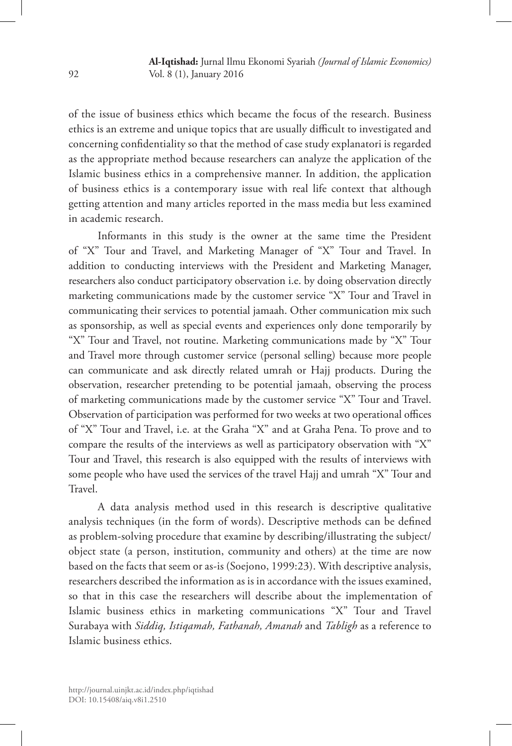of the issue of business ethics which became the focus of the research. Business ethics is an extreme and unique topics that are usually difficult to investigated and concerning confidentiality so that the method of case study explanatori is regarded as the appropriate method because researchers can analyze the application of the Islamic business ethics in a comprehensive manner. In addition, the application of business ethics is a contemporary issue with real life context that although getting attention and many articles reported in the mass media but less examined in academic research.

Informants in this study is the owner at the same time the President of "X" Tour and Travel, and Marketing Manager of "X" Tour and Travel. In addition to conducting interviews with the President and Marketing Manager, researchers also conduct participatory observation i.e. by doing observation directly marketing communications made by the customer service "X" Tour and Travel in communicating their services to potential jamaah. Other communication mix such as sponsorship, as well as special events and experiences only done temporarily by "X" Tour and Travel, not routine. Marketing communications made by "X" Tour and Travel more through customer service (personal selling) because more people can communicate and ask directly related umrah or Hajj products. During the observation, researcher pretending to be potential jamaah, observing the process of marketing communications made by the customer service "X" Tour and Travel. Observation of participation was performed for two weeks at two operational offices of "X" Tour and Travel, i.e. at the Graha "X" and at Graha Pena. To prove and to compare the results of the interviews as well as participatory observation with "X" Tour and Travel, this research is also equipped with the results of interviews with some people who have used the services of the travel Hajj and umrah "X" Tour and Travel.

A data analysis method used in this research is descriptive qualitative analysis techniques (in the form of words). Descriptive methods can be defined as problem-solving procedure that examine by describing/illustrating the subject/ object state (a person, institution, community and others) at the time are now based on the facts that seem or as-is (Soejono, 1999:23). With descriptive analysis, researchers described the information as is in accordance with the issues examined, so that in this case the researchers will describe about the implementation of Islamic business ethics in marketing communications "X" Tour and Travel Surabaya with *Siddiq, Istiqamah, Fathanah, Amanah* and *Tabligh* as a reference to Islamic business ethics.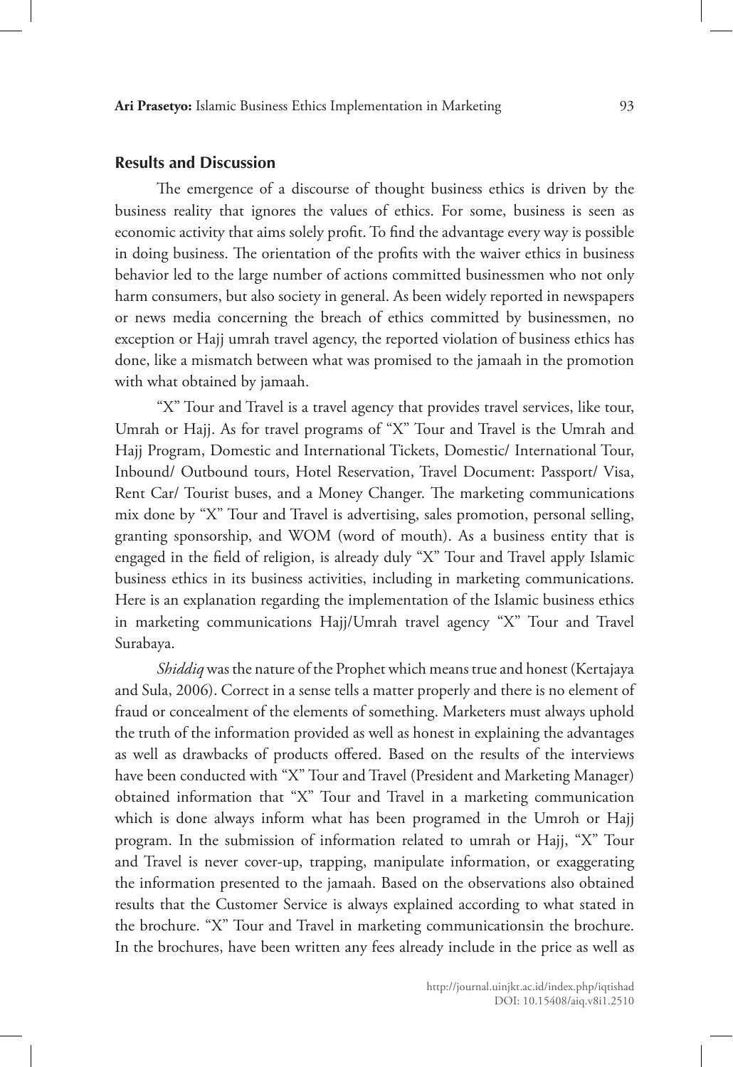## Results and Discussion

The emergence of a discourse of thought business ethics is driven by the business reality that ignores the values of ethics. For some, business is seen as economic activity that aims solely profit. To find the advantage every way is possible in doing business. The orientation of the profits with the waiver ethics in business behavior led to the large number of actions committed businessmen who not only harm consumers, but also society in general. As been widely reported in newspapers or news media concerning the breach of ethics committed by businessmen, no exception or Hajj umrah travel agency, the reported violation of business ethics has done, like a mismatch between what was promised to the jamaah in the promotion with what obtained by jamaah.

"X" Tour and Travel is a travel agency that provides travel services, like tour, Umrah or Hajj. As for travel programs of "X" Tour and Travel is the Umrah and Hajj Program, Domestic and International Tickets, Domestic/ International Tour, Inbound/ Outbound tours, Hotel Reservation, Travel Document: Passport/ Visa, Rent Car/ Tourist buses, and a Money Changer. The marketing communications mix done by "X" Tour and Travel is advertising, sales promotion, personal selling, granting sponsorship, and WOM (word of mouth). As a business entity that is engaged in the field of religion, is already duly "X" Tour and Travel apply Islamic business ethics in its business activities, including in marketing communications. Here is an explanation regarding the implementation of the Islamic business ethics in marketing communications Hajj/Umrah travel agency "X" Tour and Travel Surabaya.

*Shiddiq* was the nature of the Prophet which means true and honest (Kertajaya and Sula, 2006). Correct in a sense tells a matter properly and there is no element of fraud or concealment of the elements of something. Marketers must always uphold the truth of the information provided as well as honest in explaining the advantages as well as drawbacks of products offered. Based on the results of the interviews have been conducted with "X" Tour and Travel (President and Marketing Manager) obtained information that "X" Tour and Travel in a marketing communication which is done always inform what has been programed in the Umroh or Hajj program. In the submission of information related to umrah or Hajj, "X" Tour and Travel is never cover-up, trapping, manipulate information, or exaggerating the information presented to the jamaah. Based on the observations also obtained results that the Customer Service is always explained according to what stated in the brochure. "X" Tour and Travel in marketing communicationsin the brochure. In the brochures, have been written any fees already include in the price as well as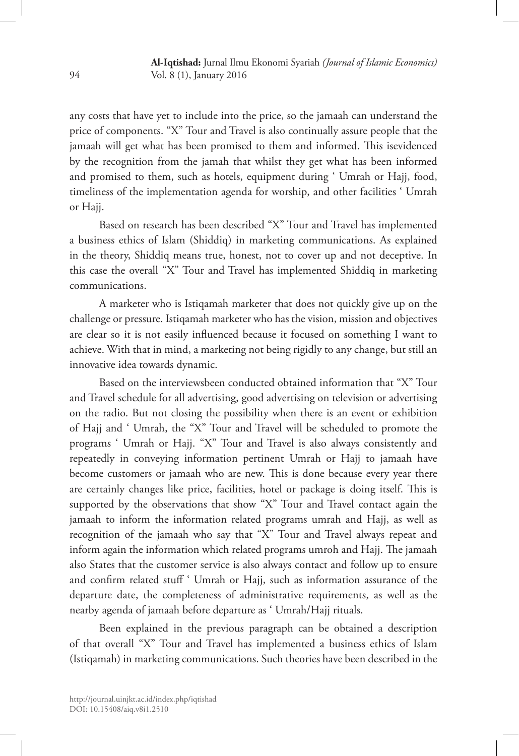any costs that have yet to include into the price, so the jamaah can understand the price of components. "X" Tour and Travel is also continually assure people that the jamaah will get what has been promised to them and informed. This isevidenced by the recognition from the jamah that whilst they get what has been informed and promised to them, such as hotels, equipment during ' Umrah or Hajj, food, timeliness of the implementation agenda for worship, and other facilities ' Umrah or Hajj.

Based on research has been described "X" Tour and Travel has implemented a business ethics of Islam (Shiddiq) in marketing communications. As explained in the theory, Shiddiq means true, honest, not to cover up and not deceptive. In this case the overall "X" Tour and Travel has implemented Shiddiq in marketing communications.

A marketer who is Istiqamah marketer that does not quickly give up on the challenge or pressure. Istiqamah marketer who has the vision, mission and objectives are clear so it is not easily influenced because it focused on something I want to achieve. With that in mind, a marketing not being rigidly to any change, but still an innovative idea towards dynamic.

Based on the interviewsbeen conducted obtained information that "X" Tour and Travel schedule for all advertising, good advertising on television or advertising on the radio. But not closing the possibility when there is an event or exhibition of Hajj and ' Umrah, the "X" Tour and Travel will be scheduled to promote the programs ' Umrah or Hajj. "X" Tour and Travel is also always consistently and repeatedly in conveying information pertinent Umrah or Hajj to jamaah have become customers or jamaah who are new. This is done because every year there are certainly changes like price, facilities, hotel or package is doing itself. This is supported by the observations that show "X" Tour and Travel contact again the jamaah to inform the information related programs umrah and Hajj, as well as recognition of the jamaah who say that "X" Tour and Travel always repeat and inform again the information which related programs umroh and Hajj. The jamaah also States that the customer service is also always contact and follow up to ensure and confirm related stuff ' Umrah or Hajj, such as information assurance of the departure date, the completeness of administrative requirements, as well as the nearby agenda of jamaah before departure as ' Umrah/Hajj rituals.

Been explained in the previous paragraph can be obtained a description of that overall "X" Tour and Travel has implemented a business ethics of Islam (Istiqamah) in marketing communications. Such theories have been described in the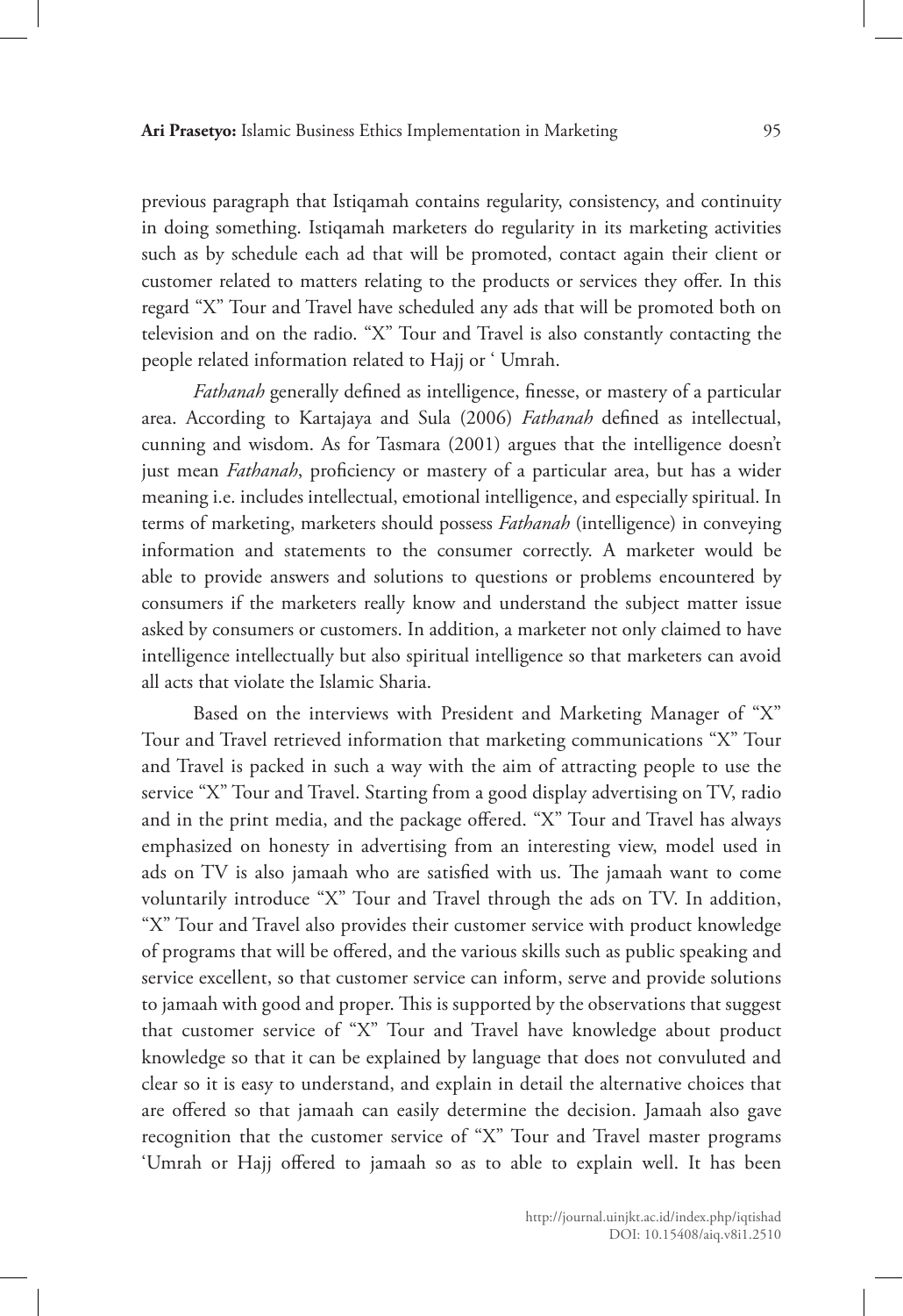previous paragraph that Istiqamah contains regularity, consistency, and continuity in doing something. Istiqamah marketers do regularity in its marketing activities such as by schedule each ad that will be promoted, contact again their client or customer related to matters relating to the products or services they offer. In this regard "X" Tour and Travel have scheduled any ads that will be promoted both on television and on the radio. "X" Tour and Travel is also constantly contacting the people related information related to Hajj or ' Umrah.

*Fathanah* generally defined as intelligence, finesse, or mastery of a particular area. According to Kartajaya and Sula (2006) *Fathanah* defined as intellectual, cunning and wisdom. As for Tasmara (2001) argues that the intelligence doesn't just mean *Fathanah*, proficiency or mastery of a particular area, but has a wider meaning i.e. includes intellectual, emotional intelligence, and especially spiritual. In terms of marketing, marketers should possess *Fathanah* (intelligence) in conveying information and statements to the consumer correctly. A marketer would be able to provide answers and solutions to questions or problems encountered by consumers if the marketers really know and understand the subject matter issue asked by consumers or customers. In addition, a marketer not only claimed to have intelligence intellectually but also spiritual intelligence so that marketers can avoid all acts that violate the Islamic Sharia.

Based on the interviews with President and Marketing Manager of "X" Tour and Travel retrieved information that marketing communications "X" Tour and Travel is packed in such a way with the aim of attracting people to use the service "X" Tour and Travel. Starting from a good display advertising on TV, radio and in the print media, and the package offered. "X" Tour and Travel has always emphasized on honesty in advertising from an interesting view, model used in ads on TV is also jamaah who are satisfied with us. The jamaah want to come voluntarily introduce "X" Tour and Travel through the ads on TV. In addition, "X" Tour and Travel also provides their customer service with product knowledge of programs that will be offered, and the various skills such as public speaking and service excellent, so that customer service can inform, serve and provide solutions to jamaah with good and proper. This is supported by the observations that suggest that customer service of "X" Tour and Travel have knowledge about product knowledge so that it can be explained by language that does not convuluted and clear so it is easy to understand, and explain in detail the alternative choices that are offered so that jamaah can easily determine the decision. Jamaah also gave recognition that the customer service of "X" Tour and Travel master programs 'Umrah or Hajj offered to jamaah so as to able to explain well. It has been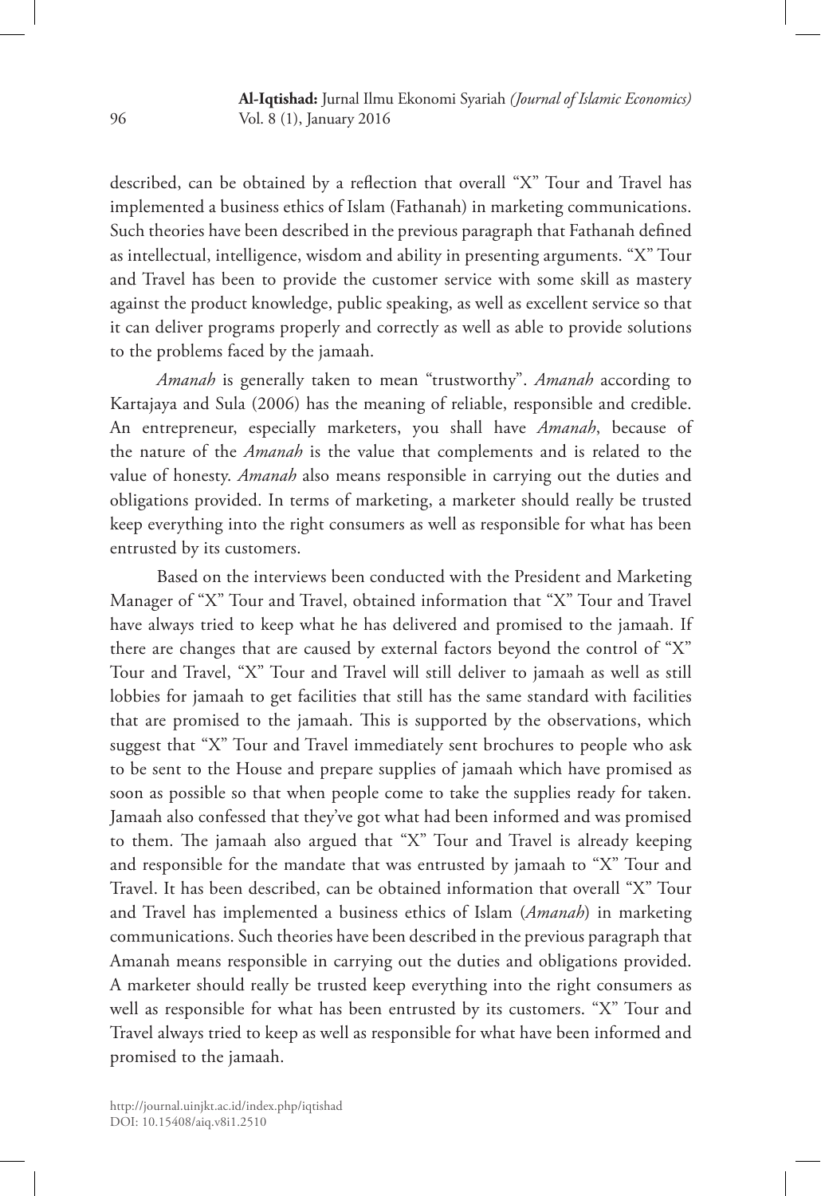described, can be obtained by a reflection that overall "X" Tour and Travel has implemented a business ethics of Islam (Fathanah) in marketing communications. Such theories have been described in the previous paragraph that Fathanah defined as intellectual, intelligence, wisdom and ability in presenting arguments. "X" Tour and Travel has been to provide the customer service with some skill as mastery against the product knowledge, public speaking, as well as excellent service so that it can deliver programs properly and correctly as well as able to provide solutions to the problems faced by the jamaah.

*Amanah* is generally taken to mean "trustworthy". *Amanah* according to Kartajaya and Sula (2006) has the meaning of reliable, responsible and credible. An entrepreneur, especially marketers, you shall have *Amanah*, because of the nature of the *Amanah* is the value that complements and is related to the value of honesty. *Amanah* also means responsible in carrying out the duties and obligations provided. In terms of marketing, a marketer should really be trusted keep everything into the right consumers as well as responsible for what has been entrusted by its customers.

Based on the interviews been conducted with the President and Marketing Manager of "X" Tour and Travel, obtained information that "X" Tour and Travel have always tried to keep what he has delivered and promised to the jamaah. If there are changes that are caused by external factors beyond the control of "X" Tour and Travel, "X" Tour and Travel will still deliver to jamaah as well as still lobbies for jamaah to get facilities that still has the same standard with facilities that are promised to the jamaah. This is supported by the observations, which suggest that "X" Tour and Travel immediately sent brochures to people who ask to be sent to the House and prepare supplies of jamaah which have promised as soon as possible so that when people come to take the supplies ready for taken. Jamaah also confessed that they've got what had been informed and was promised to them. The jamaah also argued that "X" Tour and Travel is already keeping and responsible for the mandate that was entrusted by jamaah to "X" Tour and Travel. It has been described, can be obtained information that overall "X" Tour and Travel has implemented a business ethics of Islam (*Amanah*) in marketing communications. Such theories have been described in the previous paragraph that Amanah means responsible in carrying out the duties and obligations provided. A marketer should really be trusted keep everything into the right consumers as well as responsible for what has been entrusted by its customers. "X" Tour and Travel always tried to keep as well as responsible for what have been informed and promised to the jamaah.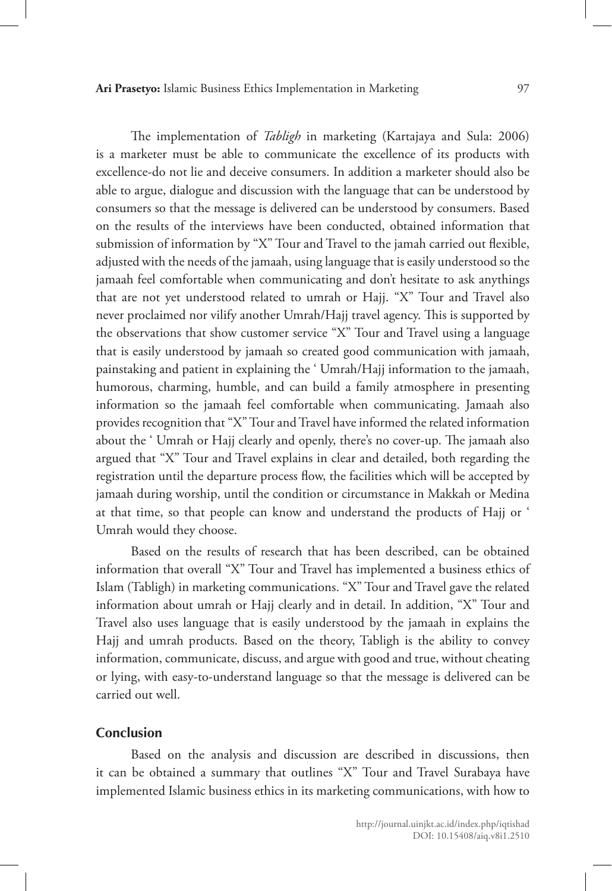The implementation of *Tabligh* in marketing (Kartajaya and Sula: 2006) is a marketer must be able to communicate the excellence of its products with excellence-do not lie and deceive consumers. In addition a marketer should also be able to argue, dialogue and discussion with the language that can be understood by consumers so that the message is delivered can be understood by consumers. Based on the results of the interviews have been conducted, obtained information that submission of information by "X" Tour and Travel to the jamah carried out flexible, adjusted with the needs of the jamaah, using language that is easily understood so the jamaah feel comfortable when communicating and don't hesitate to ask anythings that are not yet understood related to umrah or Hajj. "X" Tour and Travel also never proclaimed nor vilify another Umrah/Hajj travel agency. This is supported by the observations that show customer service "X" Tour and Travel using a language that is easily understood by jamaah so created good communication with jamaah, painstaking and patient in explaining the ' Umrah/Hajj information to the jamaah, humorous, charming, humble, and can build a family atmosphere in presenting information so the jamaah feel comfortable when communicating. Jamaah also provides recognition that "X" Tour and Travel have informed the related information about the ' Umrah or Hajj clearly and openly, there's no cover-up. The jamaah also argued that "X" Tour and Travel explains in clear and detailed, both regarding the registration until the departure process flow, the facilities which will be accepted by jamaah during worship, until the condition or circumstance in Makkah or Medina at that time, so that people can know and understand the products of Hajj or ' Umrah would they choose.

Based on the results of research that has been described, can be obtained information that overall "X" Tour and Travel has implemented a business ethics of Islam (Tabligh) in marketing communications. "X" Tour and Travel gave the related information about umrah or Hajj clearly and in detail. In addition, "X" Tour and Travel also uses language that is easily understood by the jamaah in explains the Hajj and umrah products. Based on the theory, Tabligh is the ability to convey information, communicate, discuss, and argue with good and true, without cheating or lying, with easy-to-understand language so that the message is delivered can be carried out well.

## Conclusion

Based on the analysis and discussion are described in discussions, then it can be obtained a summary that outlines "X" Tour and Travel Surabaya have implemented Islamic business ethics in its marketing communications, with how to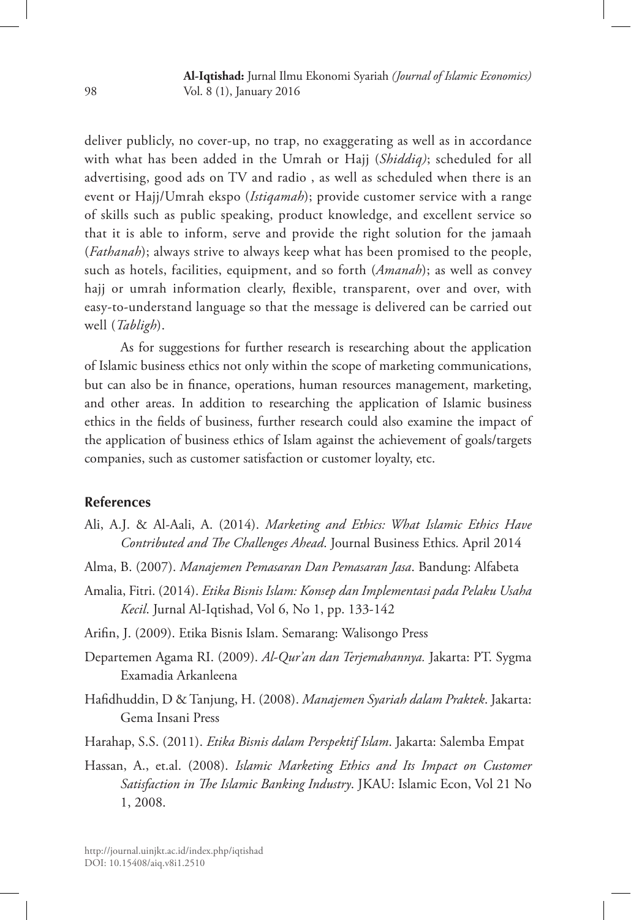deliver publicly, no cover-up, no trap, no exaggerating as well as in accordance with what has been added in the Umrah or Hajj (*Shiddiq)*; scheduled for all advertising, good ads on TV and radio , as well as scheduled when there is an event or Hajj/Umrah ekspo (*Istiqamah*); provide customer service with a range of skills such as public speaking, product knowledge, and excellent service so that it is able to inform, serve and provide the right solution for the jamaah (*Fathanah*); always strive to always keep what has been promised to the people, such as hotels, facilities, equipment, and so forth (*Amanah*); as well as convey hajj or umrah information clearly, flexible, transparent, over and over, with easy-to-understand language so that the message is delivered can be carried out well (*Tabligh*).

As for suggestions for further research is researching about the application of Islamic business ethics not only within the scope of marketing communications, but can also be in finance, operations, human resources management, marketing, and other areas. In addition to researching the application of Islamic business ethics in the fields of business, further research could also examine the impact of the application of business ethics of Islam against the achievement of goals/targets companies, such as customer satisfaction or customer loyalty, etc.

## References

Ali, A.J. & Al-Aali, A. (2014). *Marketing and Ethics: What Islamic Ethics Have Contributed and The Challenges Ahead*. Journal Business Ethics. April 2014

Alma, B. (2007). *Manajemen Pemasaran Dan Pemasaran Jasa*. Bandung: Alfabeta

Amalia, Fitri. (2014). *Etika Bisnis Islam: Konsep dan Implementasi pada Pelaku Usaha Kecil*. Jurnal Al-Iqtishad, Vol 6, No 1, pp. 133-142

Arifin, J. (2009). Etika Bisnis Islam. Semarang: Walisongo Press

Departemen Agama RI. (2009). *Al-Qur'an dan Terjemahannya.* Jakarta: PT. Sygma Examadia Arkanleena

Hafidhuddin, D & Tanjung, H. (2008). *Manajemen Syariah dalam Praktek*. Jakarta: Gema Insani Press

Harahap, S.S. (2011). *Etika Bisnis dalam Perspektif Islam*. Jakarta: Salemba Empat

Hassan, A., et.al. (2008). *Islamic Marketing Ethics and Its Impact on Customer Satisfaction in The Islamic Banking Industry*. JKAU: Islamic Econ, Vol 21 No 1, 2008.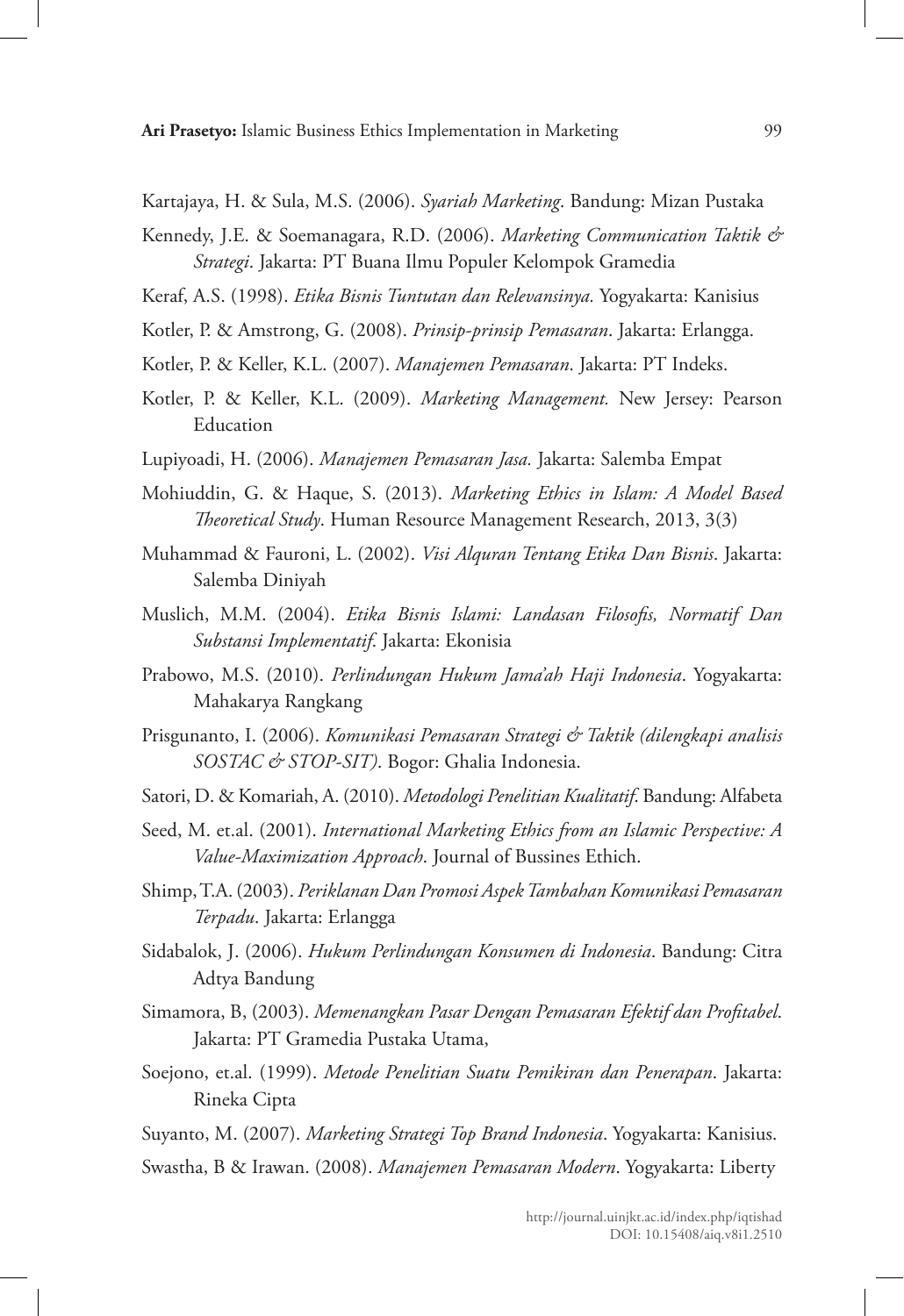Kartajaya, H. & Sula, M.S. (2006). *Syariah Marketing*. Bandung: Mizan Pustaka

Kennedy, J.E. & Soemanagara, R.D. (2006). *Marketing Communication Taktik & Strategi*. Jakarta: PT Buana Ilmu Populer Kelompok Gramedia

Keraf, A.S. (1998). *Etika Bisnis Tuntutan dan Relevansinya.* Yogyakarta: Kanisius

Kotler, P. & Amstrong, G. (2008). *Prinsip-prinsip Pemasaran*. Jakarta: Erlangga.

Kotler, P. & Keller, K.L. (2007). *Manajemen Pemasaran*. Jakarta: PT Indeks.

Kotler, P. & Keller, K.L. (2009). *Marketing Management.* New Jersey: Pearson Education

Lupiyoadi, H. (2006). *Manajemen Pemasaran Jasa.* Jakarta: Salemba Empat

Mohiuddin, G. & Haque, S. (2013). *Marketing Ethics in Islam: A Model Based Theoretical Study*. Human Resource Management Research, 2013, 3(3)

Muhammad & Fauroni, L. (2002). *Visi Alquran Tentang Etika Dan Bisnis*. Jakarta: Salemba Diniyah

Muslich, M.M. (2004). *Etika Bisnis Islami: Landasan Filosofis, Normatif Dan Substansi Implementatif*. Jakarta: Ekonisia

Prabowo, M.S. (2010). *Perlindungan Hukum Jama'ah Haji Indonesia*. Yogyakarta: Mahakarya Rangkang

Prisgunanto, I. (2006). *Komunikasi Pemasaran Strategi & Taktik (dilengkapi analisis SOSTAC & STOP-SIT)*. Bogor: Ghalia Indonesia.

Satori, D. & Komariah, A. (2010). *Metodologi Penelitian Kualitatif*. Bandung: Alfabeta

Seed, M. et.al. (2001). *International Marketing Ethics from an Islamic Perspective: A Value-Maximization Approach*. Journal of Bussines Ethich.

Shimp, T.A. (2003). *Periklanan Dan Promosi Aspek Tambahan Komunikasi Pemasaran Terpadu*. Jakarta: Erlangga

Sidabalok, J. (2006). *Hukum Perlindungan Konsumen di Indonesia*. Bandung: Citra Adtya Bandung

Simamora, B, (2003). *Memenangkan Pasar Dengan Pemasaran Efektif dan Profitabel*. Jakarta: PT Gramedia Pustaka Utama,

Soejono, et.al. (1999). *Metode Penelitian Suatu Pemikiran dan Penerapan*. Jakarta: Rineka Cipta

Suyanto, M. (2007). *Marketing Strategi Top Brand Indonesia*. Yogyakarta: Kanisius.

Swastha, B & Irawan. (2008). *Manajemen Pemasaran Modern*. Yogyakarta: Liberty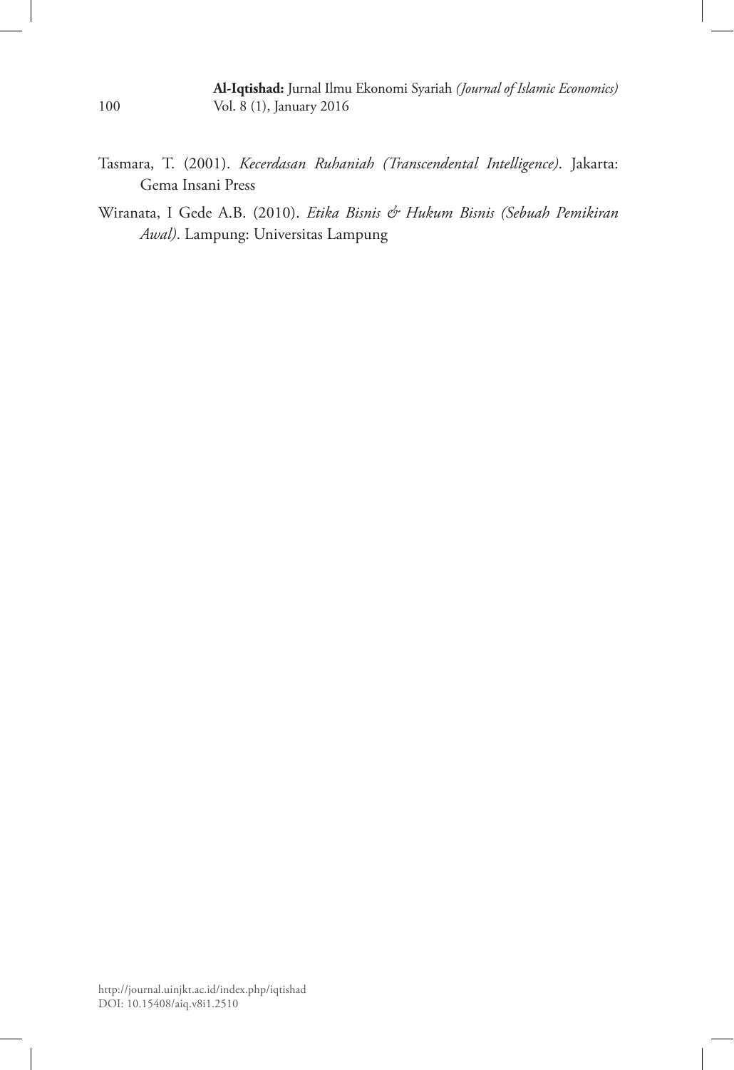Tasmara, T. (2001). *Kecerdasan Ruhaniah (Transcendental Intelligence)*. Jakarta: Gema Insani Press

Wiranata, I Gede A.B. (2010). *Etika Bisnis & Hukum Bisnis (Sebuah Pemikiran Awal)*. Lampung: Universitas Lampung